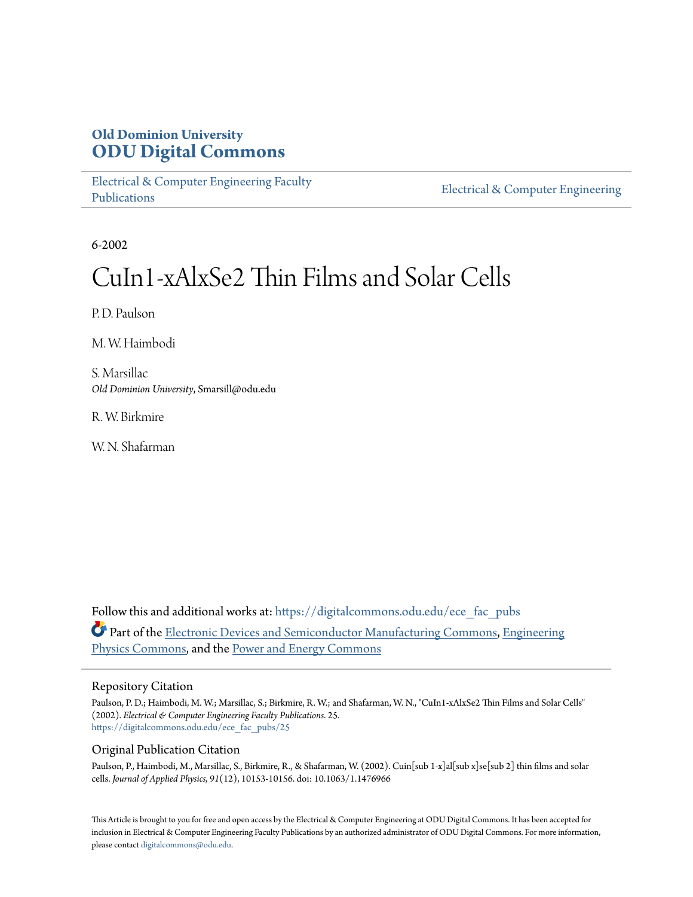**Old Dominion University**
**ODU Digital Commons**

Electrical & Computer Engineering Faculty Publications | Electrical & Computer Engineering

6-2002

# CuIn1-xAlxSe2 Thin Films and Solar Cells

P. D. Paulson

M. W. Haimbodi

S. Marsillac
*Old Dominion University*, Smarsill@odu.edu

R. W. Birkmire

W. N. Shafarman

Follow this and additional works at: https://digitalcommons.odu.edu/ece_fac_pubs

Part of the Electronic Devices and Semiconductor Manufacturing Commons, Engineering Physics Commons, and the Power and Energy Commons

## Repository Citation

Paulson, P. D.; Haimbodi, M. W.; Marsillac, S.; Birkmire, R. W.; and Shafarman, W. N., "CuIn1-xAlxSe2 Thin Films and Solar Cells" (2002). *Electrical & Computer Engineering Faculty Publications*. 25.
https://digitalcommons.odu.edu/ece_fac_pubs/25

## Original Publication Citation

Paulson, P., Haimbodi, M., Marsillac, S., Birkmire, R., & Shafarman, W. (2002). Cuin[sub 1-x]al[sub x]se[sub 2] thin films and solar cells. *Journal of Applied Physics, 91*(12), 10153-10156. doi: 10.1063/1.1476966

This Article is brought to you for free and open access by the Electrical & Computer Engineering at ODU Digital Commons. It has been accepted for inclusion in Electrical & Computer Engineering Faculty Publications by an authorized administrator of ODU Digital Commons. For more information, please contact digitalcommons@odu.edu.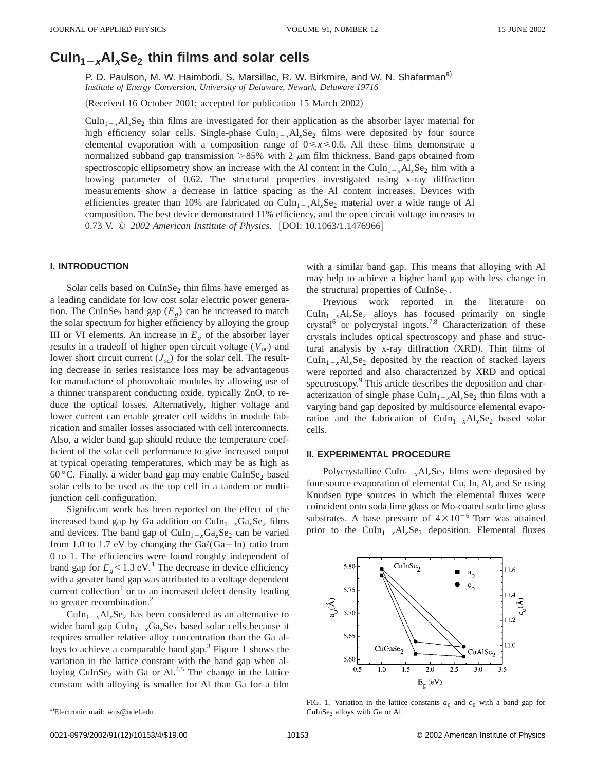# $CuIn_{1-x}Al_xSe_2$ thin films and solar cells

P. D. Paulson, M. W. Haimbodi, S. Marsillac, R. W. Birkmire, and W. N. Shafarman[a)]
*Institute of Energy Conversion, University of Delaware, Newark, Delaware 19716*

(Received 16 October 2001; accepted for publication 15 March 2002)

$CuIn_{1-x}Al_xSe_2$ thin films are investigated for their application as the absorber layer material for high efficiency solar cells. Single-phase $CuIn_{1-x}Al_xSe_2$ films were deposited by four source elemental evaporation with a composition range of $0 \leqslant x \leqslant 0.6$. All these films demonstrate a normalized subband gap transmission >85% with 2 μm film thickness. Band gaps obtained from spectroscopic ellipsometry show an increase with the Al content in the $CuIn_{1-x}Al_xSe_2$ film with a bowing parameter of 0.62. The structural properties investigated using x-ray diffraction measurements show a decrease in lattice spacing as the Al content increases. Devices with efficiencies greater than 10% are fabricated on $CuIn_{1-x}Al_xSe_2$ material over a wide range of Al composition. The best device demonstrated 11% efficiency, and the open circuit voltage increases to 0.73 V. © *2002 American Institute of Physics.* [DOI: 10.1063/1.1476966]

## I. INTRODUCTION

Solar cells based on $CuInSe_2$ thin films have emerged as a leading candidate for low cost solar electric power generation. The $CuInSe_2$ band gap ($E_g$) can be increased to match the solar spectrum for higher efficiency by alloying the group III or VI elements. An increase in $E_g$ of the absorber layer results in a tradeoff of higher open circuit voltage ($V_{oc}$) and lower short circuit current ($J_{sc}$) for the solar cell. The resulting decrease in series resistance loss may be advantageous for manufacture of photovoltaic modules by allowing use of a thinner transparent conducting oxide, typically ZnO, to reduce the optical losses. Alternatively, higher voltage and lower current can enable greater cell widths in module fabrication and smaller losses associated with cell interconnects. Also, a wider band gap should reduce the temperature coefficient of the solar cell performance to give increased output at typical operating temperatures, which may be as high as 60 °C. Finally, a wider band gap may enable $CuInSe_2$ based solar cells to be used as the top cell in a tandem or multijunction cell configuration.

Significant work has been reported on the effect of the increased band gap by Ga addition on $CuIn_{1-x}Ga_xSe_2$ films and devices. The band gap of $CuIn_{1-x}Ga_xSe_2$ can be varied from 1.0 to 1.7 eV by changing the Ga/(Ga+In) ratio from 0 to 1. The efficiencies were found roughly independent of band gap for $E_g < 1.3$ eV.[1] The decrease in device efficiency with a greater band gap was attributed to a voltage dependent current collection[1] or to an increased defect density leading to greater recombination.[2]

$CuIn_{1-x}Al_xSe_2$ has been considered as an alternative to wider band gap $CuIn_{1-x}Ga_xSe_2$ based solar cells because it requires smaller relative alloy concentration than the Ga alloys to achieve a comparable band gap.[3] Figure 1 shows the variation in the lattice constant with the band gap when alloying $CuInSe_2$ with Ga or Al.[4,5] The change in the lattice constant with alloying is smaller for Al than Ga for a film with a similar band gap. This means that alloying with Al may help to achieve a higher band gap with less change in the structural properties of $CuInSe_2$.

Previous work reported in the literature on $CuIn_{1-x}Al_xSe_2$ alloys has focused primarily on single crystal[6] or polycrystal ingots.[7,8] Characterization of these crystals includes optical spectroscopy and phase and structural analysis by x-ray diffraction (XRD). Thin films of $CuIn_{1-x}Al_xSe_2$ deposited by the reaction of stacked layers were reported and also characterized by XRD and optical spectroscopy.[9] This article describes the deposition and characterization of single phase $CuIn_{1-x}Al_xSe_2$ thin films with a varying band gap deposited by multisource elemental evaporation and the fabrication of $CuIn_{1-x}Al_xSe_2$ based solar cells.

## II. EXPERIMENTAL PROCEDURE

Polycrystalline $CuIn_{1-x}Al_xSe_2$ films were deposited by four-source evaporation of elemental Cu, In, Al, and Se using Knudsen type sources in which the elemental fluxes were coincident onto soda lime glass or Mo-coated soda lime glass substrates. A base pressure of $4 \times 10^{-6}$ Torr was attained prior to the $CuIn_{1-x}Al_xSe_2$ deposition. Elemental fluxes

FIG. 1. Variation in the lattice constants $a_0$ and $c_0$ with a band gap for $CuInSe_2$ alloys with Ga or Al.

[a)]Electronic mail: wns@udel.edu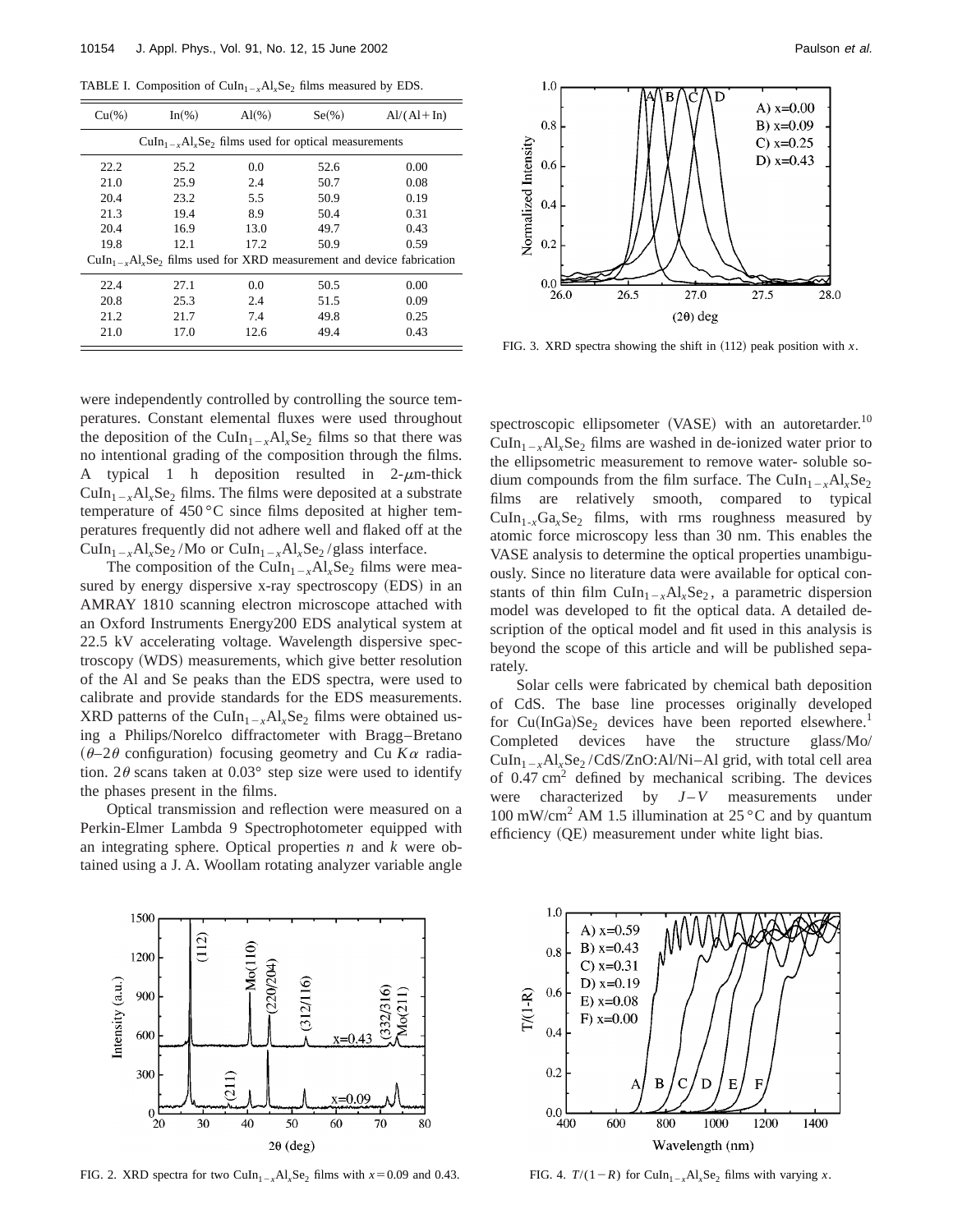TABLE I. Composition of $CuIn_{1-x}Al_xSe_2$ films measured by EDS.

| Cu(%) | In(%) | Al(%) | Se(%) | Al/(Al+In) |
|---|---|---|---|---|
| $CuIn_{1-x}Al_xSe_2$ films used for optical measurements | | | | |
| 22.2 | 25.2 | 0.0 | 52.6 | 0.00 |
| 21.0 | 25.9 | 2.4 | 50.7 | 0.08 |
| 20.4 | 23.2 | 5.5 | 50.9 | 0.19 |
| 21.3 | 19.4 | 8.9 | 50.4 | 0.31 |
| 20.4 | 16.9 | 13.0 | 49.7 | 0.43 |
| 19.8 | 12.1 | 17.2 | 50.9 | 0.59 |
| $CuIn_{1-x}Al_xSe_2$ films used for XRD measurement and device fabrication | | | | |
| 22.4 | 27.1 | 0.0 | 50.5 | 0.00 |
| 20.8 | 25.3 | 2.4 | 51.5 | 0.09 |
| 21.2 | 21.7 | 7.4 | 49.8 | 0.25 |
| 21.0 | 17.0 | 12.6 | 49.4 | 0.43 |

FIG. 3. XRD spectra showing the shift in (112) peak position with $x$.

were independently controlled by controlling the source temperatures. Constant elemental fluxes were used throughout the deposition of the $CuIn_{1-x}Al_xSe_2$ films so that there was no intentional grading of the composition through the films. A typical 1 h deposition resulted in 2-$\mu$m-thick $CuIn_{1-x}Al_xSe_2$ films. The films were deposited at a substrate temperature of 450 °C since films deposited at higher temperatures frequently did not adhere well and flaked off at the $CuIn_{1-x}Al_xSe_2$/Mo or $CuIn_{1-x}Al_xSe_2$/glass interface.

The composition of the $CuIn_{1-x}Al_xSe_2$ films were measured by energy dispersive x-ray spectroscopy (EDS) in an AMRAY 1810 scanning electron microscope attached with an Oxford Instruments Energy200 EDS analytical system at 22.5 kV accelerating voltage. Wavelength dispersive spectroscopy (WDS) measurements, which give better resolution of the Al and Se peaks than the EDS spectra, were used to calibrate and provide standards for the EDS measurements. XRD patterns of the $CuIn_{1-x}Al_xSe_2$ films were obtained using a Philips/Norelco diffractometer with Bragg–Bretano ($\theta$–$2\theta$ configuration) focusing geometry and Cu $K\alpha$ radiation. $2\theta$ scans taken at 0.03° step size were used to identify the phases present in the films.

Optical transmission and reflection were measured on a Perkin-Elmer Lambda 9 Spectrophotometer equipped with an integrating sphere. Optical properties $n$ and $k$ were obtained using a J. A. Woollam rotating analyzer variable angle spectroscopic ellipsometer (VASE) with an autoretarder.[10] $CuIn_{1-x}Al_xSe_2$ films are washed in de-ionized water prior to the ellipsometric measurement to remove water- soluble sodium compounds from the film surface. The $CuIn_{1-x}Al_xSe_2$ films are relatively smooth, compared to typical $CuIn_{1-x}Ga_xSe_2$ films, with rms roughness measured by atomic force microscopy less than 30 nm. This enables the VASE analysis to determine the optical properties unambiguously. Since no literature data were available for optical constants of thin film $CuIn_{1-x}Al_xSe_2$, a parametric dispersion model was developed to fit the optical data. A detailed description of the optical model and fit used in this analysis is beyond the scope of this article and will be published separately.

Solar cells were fabricated by chemical bath deposition of CdS. The base line processes originally developed for $Cu(InGa)Se_2$ devices have been reported elsewhere.[1] Completed devices have the structure glass/Mo/$CuIn_{1-x}Al_xSe_2$/CdS/ZnO:Al/Ni–Al grid, with total cell area of 0.47 $cm^2$ defined by mechanical scribing. The devices were characterized by $J$–$V$ measurements under 100 $mW/cm^2$ AM 1.5 illumination at 25 °C and by quantum efficiency (QE) measurement under white light bias.

FIG. 2. XRD spectra for two $CuIn_{1-x}Al_xSe_2$ films with $x=0.09$ and 0.43.

FIG. 4. $T/(1-R)$ for $CuIn_{1-x}Al_xSe_2$ films with varying $x$.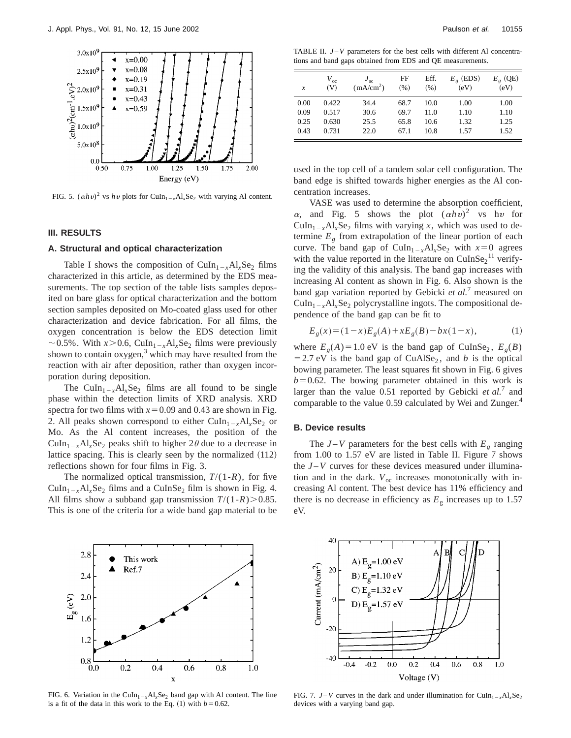FIG. 5. $(\alpha h\upsilon)^2$ vs $h\upsilon$ plots for $CuIn_{1-x}Al_xSe_2$ with varying Al content.

## III. RESULTS

### A. Structural and optical characterization

Table I shows the composition of $CuIn_{1-x}Al_xSe_2$ films characterized in this article, as determined by the EDS measurements. The top section of the table lists samples deposited on bare glass for optical characterization and the bottom section samples deposited on Mo-coated glass used for other characterization and device fabrication. For all films, the oxygen concentration is below the EDS detection limit $\sim 0.5\%$. With $x > 0.6$, $CuIn_{1-x}Al_xSe_2$ films were previously shown to contain oxygen,[3] which may have resulted from the reaction with air after deposition, rather than oxygen incorporation during deposition.

The $CuIn_{1-x}Al_xSe_2$ films are all found to be single phase within the detection limits of XRD analysis. XRD spectra for two films with $x = 0.09$ and 0.43 are shown in Fig. 2. All peaks shown correspond to either $CuIn_{1-x}Al_xSe_2$ or Mo. As the Al content increases, the position of the $CuIn_{1-x}Al_xSe_2$ peaks shift to higher $2\theta$ due to a decrease in lattice spacing. This is clearly seen by the normalized (112) reflections shown for four films in Fig. 3.

The normalized optical transmission, $T/(1\text{-}R)$, for five $CuIn_{1-x}Al_xSe_2$ films and a $CuInSe_2$ film is shown in Fig. 4. All films show a subband gap transmission $T/(1\text{-}R) > 0.85$. This is one of the criteria for a wide band gap material to be used in the top cell of a tandem solar cell configuration. The band edge is shifted towards higher energies as the Al concentration increases.

VASE was used to determine the absorption coefficient, $\alpha$, and Fig. 5 shows the plot $(\alpha h\upsilon)^2$ vs $h\upsilon$ for $CuIn_{1-x}Al_xSe_2$ films with varying $x$, which was used to determine $E_g$ from extrapolation of the linear portion of each curve. The band gap of $CuIn_{1-x}Al_xSe_2$ with $x = 0$ agrees with the value reported in the literature on $CuInSe_2$[11] verifying the validity of this analysis. The band gap increases with increasing Al content as shown in Fig. 6. Also shown is the band gap variation reported by Gebicki *et al.*[7] measured on $CuIn_{1-x}Al_xSe_2$ polycrystalline ingots. The compositional dependence of the band gap can be fit to

$$E_g(x) = (1-x)E_g(A) + xE_g(B) - bx(1-x), \tag{1}$$

where $E_g(A) = 1.0$ eV is the band gap of $CuInSe_2$, $E_g(B) = 2.7$ eV is the band gap of $CuAlSe_2$, and $b$ is the optical bowing parameter. The least squares fit shown in Fig. 6 gives $b = 0.62$. The bowing parameter obtained in this work is larger than the value 0.51 reported by Gebicki *et al.*[7] and comparable to the value 0.59 calculated by Wei and Zunger.[4]

TABLE II. $J$–$V$ parameters for the best cells with different Al concentrations and band gaps obtained from EDS and QE measurements.

| $x$ | $V_{oc}$ (V) | $J_{sc}$ (mA/cm$^2$) | FF (%) | Eff. (%) | $E_g$ (EDS) (eV) | $E_g$ (QE) (eV) |
|---|---|---|---|---|---|---|
| 0.00 | 0.422 | 34.4 | 68.7 | 10.0 | 1.00 | 1.00 |
| 0.09 | 0.517 | 30.6 | 69.7 | 11.0 | 1.10 | 1.10 |
| 0.25 | 0.630 | 25.5 | 65.8 | 10.6 | 1.32 | 1.25 |
| 0.43 | 0.731 | 22.0 | 67.1 | 10.8 | 1.57 | 1.52 |

### B. Device results

The $J$–$V$ parameters for the best cells with $E_g$ ranging from 1.00 to 1.57 eV are listed in Table II. Figure 7 shows the $J$–$V$ curves for these devices measured under illumination and in the dark. $V_{oc}$ increases monotonically with increasing Al content. The best device has 11% efficiency and there is no decrease in efficiency as $E_g$ increases up to 1.57 eV.

FIG. 6. Variation in the $CuIn_{1-x}Al_xSe_2$ band gap with Al content. The line is a fit of the data in this work to the Eq. (1) with $b = 0.62$.

FIG. 7. $J$–$V$ curves in the dark and under illumination for $CuIn_{1-x}Al_xSe_2$ devices with a varying band gap.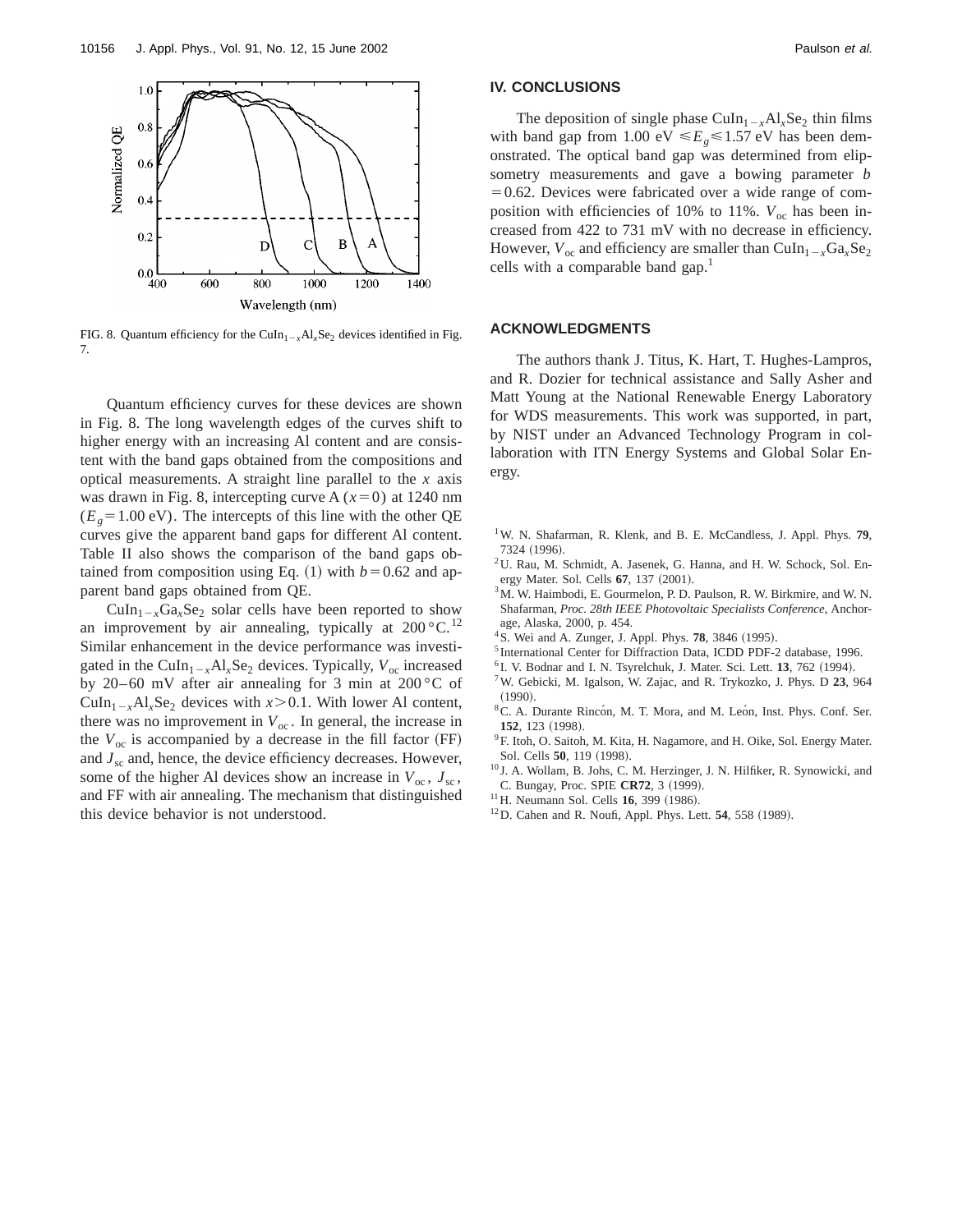FIG. 8. Quantum efficiency for the $CuIn_{1-x}Al_xSe_2$ devices identified in Fig. 7.

Quantum efficiency curves for these devices are shown in Fig. 8. The long wavelength edges of the curves shift to higher energy with an increasing Al content and are consistent with the band gaps obtained from the compositions and optical measurements. A straight line parallel to the $x$ axis was drawn in Fig. 8, intercepting curve A ($x=0$) at 1240 nm ($E_g=1.00$ eV). The intercepts of this line with the other QE curves give the apparent band gaps for different Al content. Table II also shows the comparison of the band gaps obtained from composition using Eq. (1) with $b=0.62$ and apparent band gaps obtained from QE.

$CuIn_{1-x}Ga_xSe_2$ solar cells have been reported to show an improvement by air annealing, typically at 200 °C.[12] Similar enhancement in the device performance was investigated in the $CuIn_{1-x}Al_xSe_2$ devices. Typically, $V_{oc}$ increased by 20–60 mV after air annealing for 3 min at 200 °C of $CuIn_{1-x}Al_xSe_2$ devices with $x>0.1$. With lower Al content, there was no improvement in $V_{oc}$. In general, the increase in the $V_{oc}$ is accompanied by a decrease in the fill factor (FF) and $J_{sc}$ and, hence, the device efficiency decreases. However, some of the higher Al devices show an increase in $V_{oc}$, $J_{sc}$, and FF with air annealing. The mechanism that distinguished this device behavior is not understood.

## IV. CONCLUSIONS

The deposition of single phase $CuIn_{1-x}Al_xSe_2$ thin films with band gap from 1.00 eV $\leq E_g \leq$ 1.57 eV has been demonstrated. The optical band gap was determined from ellipsometry measurements and gave a bowing parameter $b=0.62$. Devices were fabricated over a wide range of composition with efficiencies of 10% to 11%. $V_{oc}$ has been increased from 422 to 731 mV with no decrease in efficiency. However, $V_{oc}$ and efficiency are smaller than $CuIn_{1-x}Ga_xSe_2$ cells with a comparable band gap.[1]

## ACKNOWLEDGMENTS

The authors thank J. Titus, K. Hart, T. Hughes-Lampros, and R. Dozier for technical assistance and Sally Asher and Matt Young at the National Renewable Energy Laboratory for WDS measurements. This work was supported, in part, by NIST under an Advanced Technology Program in collaboration with ITN Energy Systems and Global Solar Energy.

[1] W. N. Shafarman, R. Klenk, and B. E. McCandless, J. Appl. Phys. **79**, 7324 (1996).
[2] U. Rau, M. Schmidt, A. Jasenek, G. Hanna, and H. W. Schock, Sol. Energy Mater. Sol. Cells **67**, 137 (2001).
[3] M. W. Haimbodi, E. Gourmelon, P. D. Paulson, R. W. Birkmire, and W. N. Shafarman, *Proc. 28th IEEE Photovoltaic Specialists Conference*, Anchorage, Alaska, 2000, p. 454.
[4] S. Wei and A. Zunger, J. Appl. Phys. **78**, 3846 (1995).
[5] International Center for Diffraction Data, ICDD PDF-2 database, 1996.
[6] I. V. Bodnar and I. N. Tsyrelchuk, J. Mater. Sci. Lett. **13**, 762 (1994).
[7] W. Gebicki, M. Igalson, W. Zajac, and R. Trykozko, J. Phys. D **23**, 964 (1990).
[8] C. A. Durante Rincón, M. T. Mora, and M. León, Inst. Phys. Conf. Ser. **152**, 123 (1998).
[9] F. Itoh, O. Saitoh, M. Kita, H. Nagamore, and H. Oike, Sol. Energy Mater. Sol. Cells **50**, 119 (1998).
[10] J. A. Wollam, B. Johs, C. M. Herzinger, J. N. Hilfiker, R. Synowicki, and C. Bungay, Proc. SPIE **CR72**, 3 (1999).
[11] H. Neumann Sol. Cells **16**, 399 (1986).
[12] D. Cahen and R. Noufi, Appl. Phys. Lett. **54**, 558 (1989).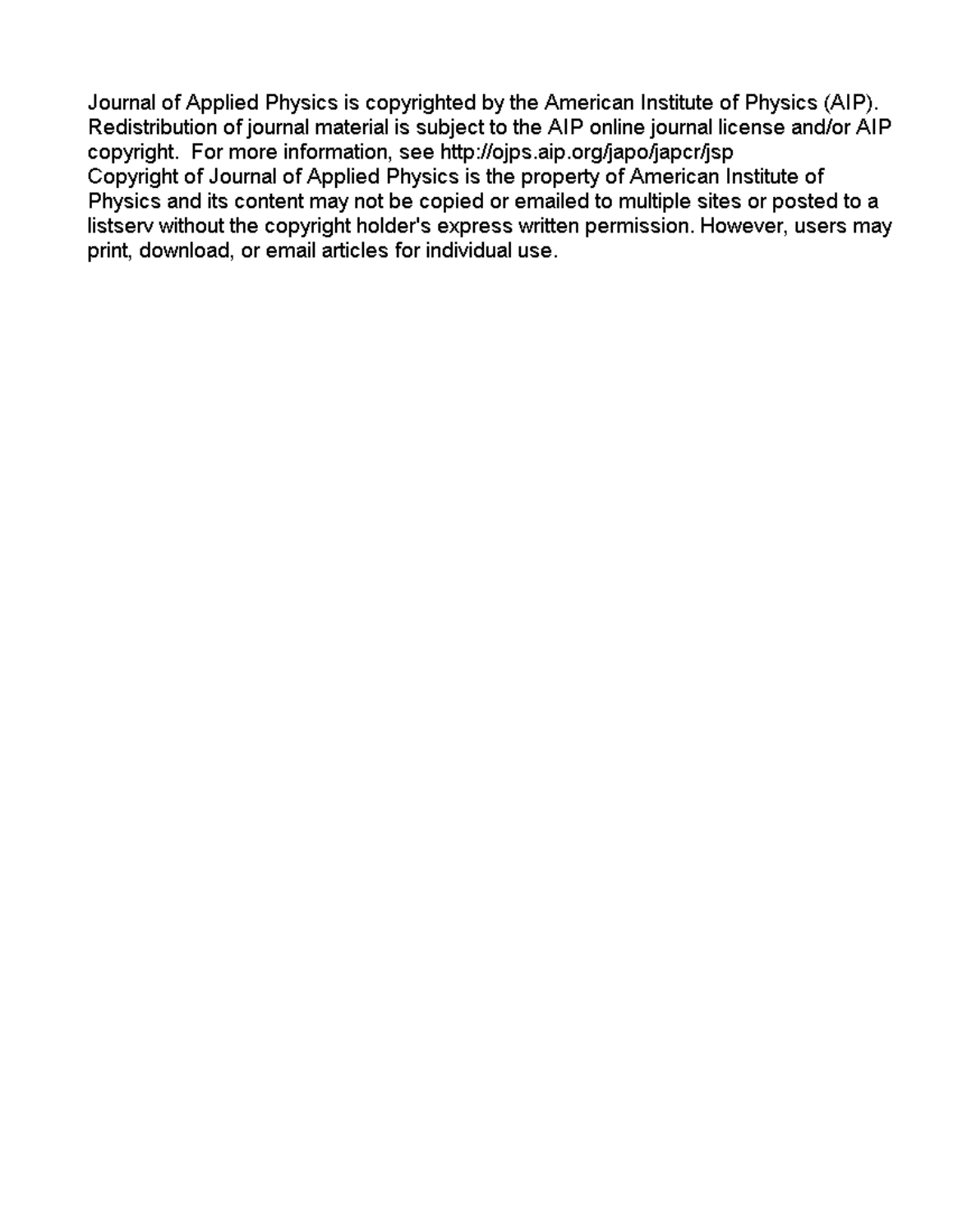Journal of Applied Physics is copyrighted by the American Institute of Physics (AIP). Redistribution of journal material is subject to the AIP online journal license and/or AIP copyright. For more information, see http://ojps.aip.org/japo/japcr/jsp
Copyright of Journal of Applied Physics is the property of American Institute of Physics and its content may not be copied or emailed to multiple sites or posted to a listserv without the copyright holder's express written permission. However, users may print, download, or email articles for individual use.